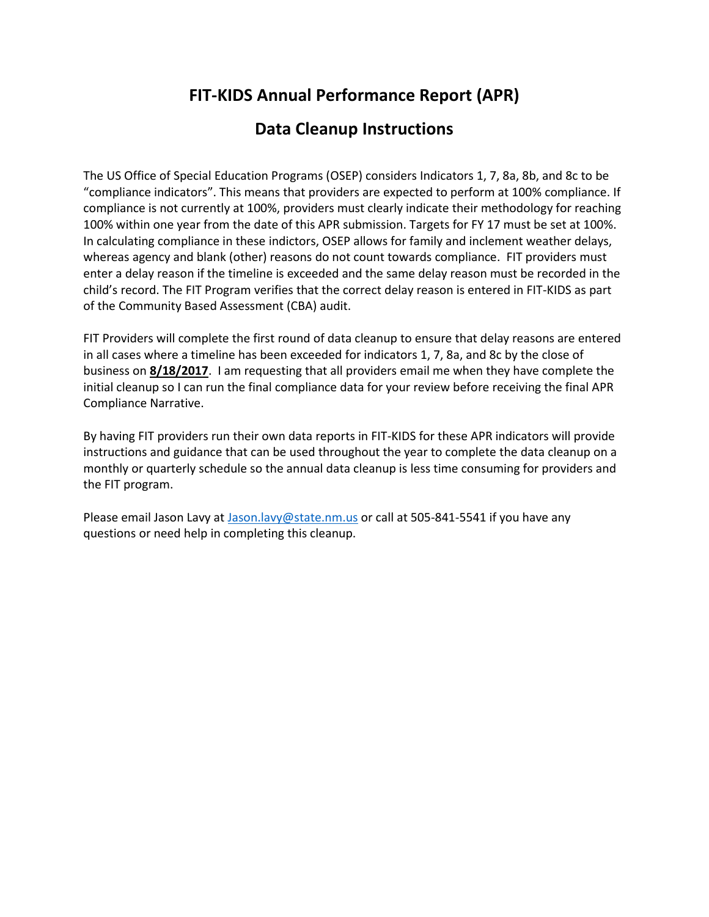# FIT-KIDS Annual Performance Report (APR)

## Data Cleanup Instructions

The US Office of Special Education Programs (OSEP) considers Indicators 1, 7, 8a, 8b, and 8c to be "compliance indicators". This means that providers are expected to perform at 100% compliance. If compliance is not currently at 100%, providers must clearly indicate their methodology for reaching 100% within one year from the date of this APR submission. Targets for FY 17 must be set at 100%. In calculating compliance in these indictors, OSEP allows for family and inclement weather delays, whereas agency and blank (other) reasons do not count towards compliance. FIT providers must enter a delay reason if the timeline is exceeded and the same delay reason must be recorded in the child's record. The FIT Program verifies that the correct delay reason is entered in FIT-KIDS as part of the Community Based Assessment (CBA) audit.

FIT Providers will complete the first round of data cleanup to ensure that delay reasons are entered in all cases where a timeline has been exceeded for indicators 1, 7, 8a, and 8c by the close of business on **8/18/2017**. I am requesting that all providers email me when they have complete the initial cleanup so I can run the final compliance data for your review before receiving the final APR Compliance Narrative.

By having FIT providers run their own data reports in FIT-KIDS for these APR indicators will provide instructions and guidance that can be used throughout the year to complete the data cleanup on a monthly or quarterly schedule so the annual data cleanup is less time consuming for providers and the FIT program.

Please email Jason Lavy at Jason.lavy@state.nm.us or call at 505-841-5541 if you have any questions or need help in completing this cleanup.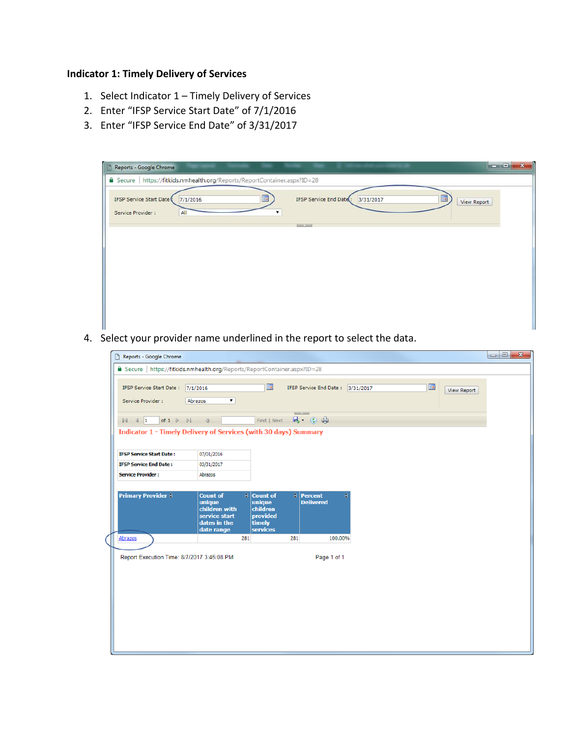**Indicator 1: Timely Delivery of Services**

1. Select Indicator 1 – Timely Delivery of Services
2. Enter “IFSP Service Start Date” of 7/1/2016
3. Enter “IFSP Service End Date” of 3/31/2017

4. Select your provider name underlined in the report to select the data.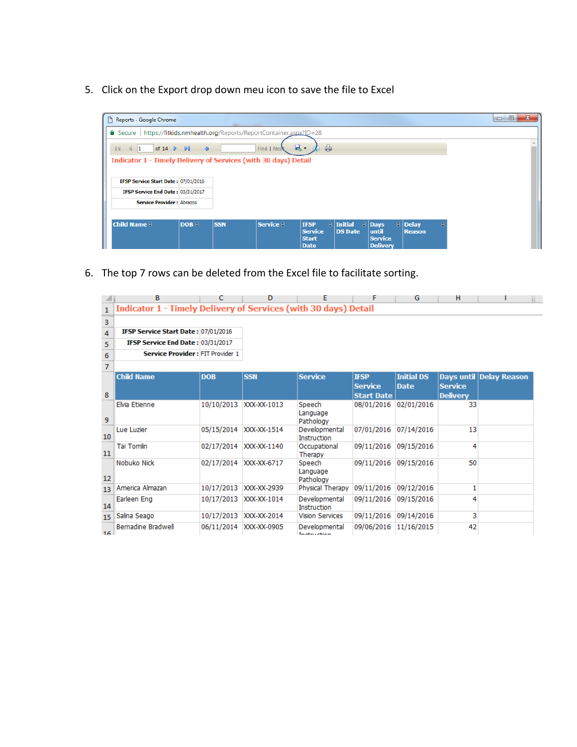5. Click on the Export drop down meu icon to save the file to Excel

6. The top 7 rows can be deleted from the Excel file to facilitate sorting.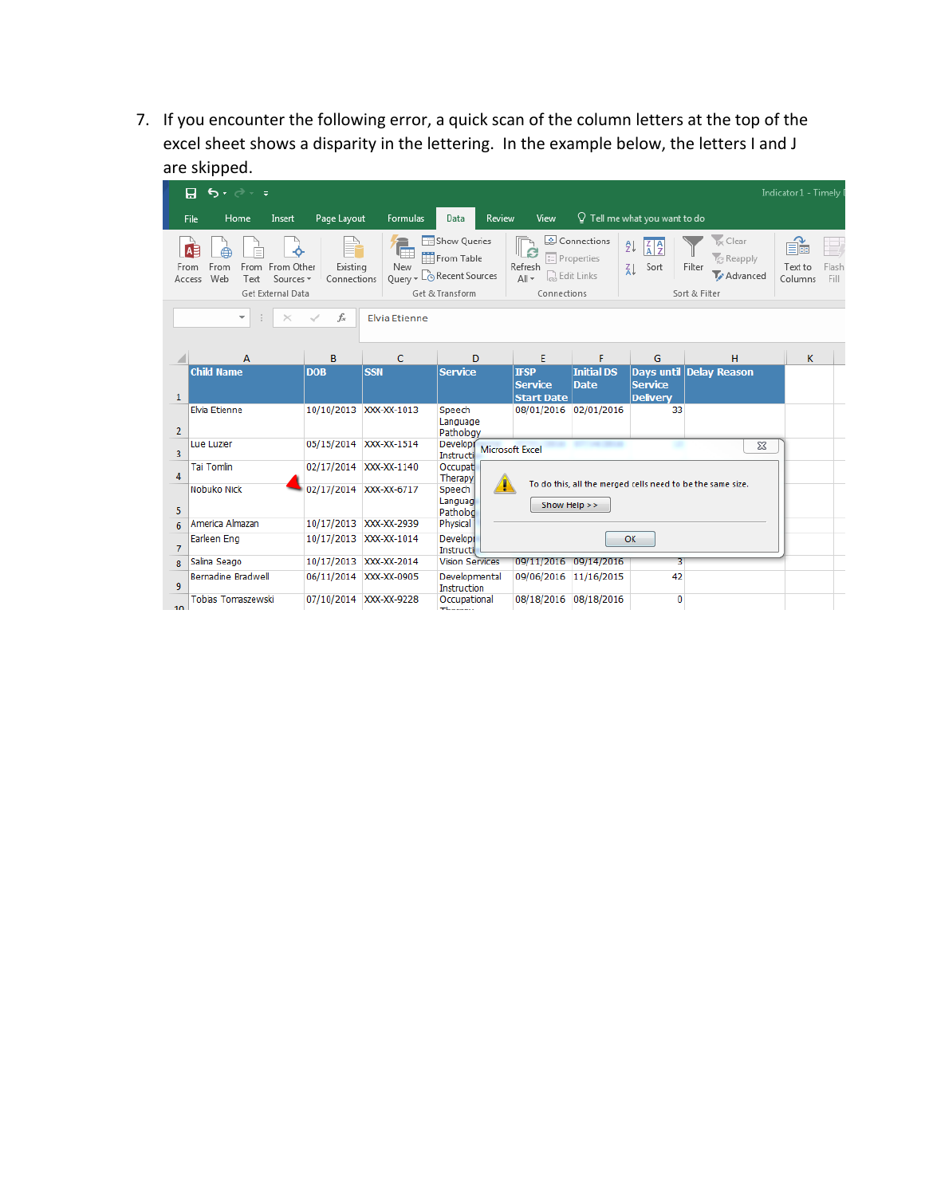7. If you encounter the following error, a quick scan of the column letters at the top of the excel sheet shows a disparity in the lettering. In the example below, the letters I and J are skipped.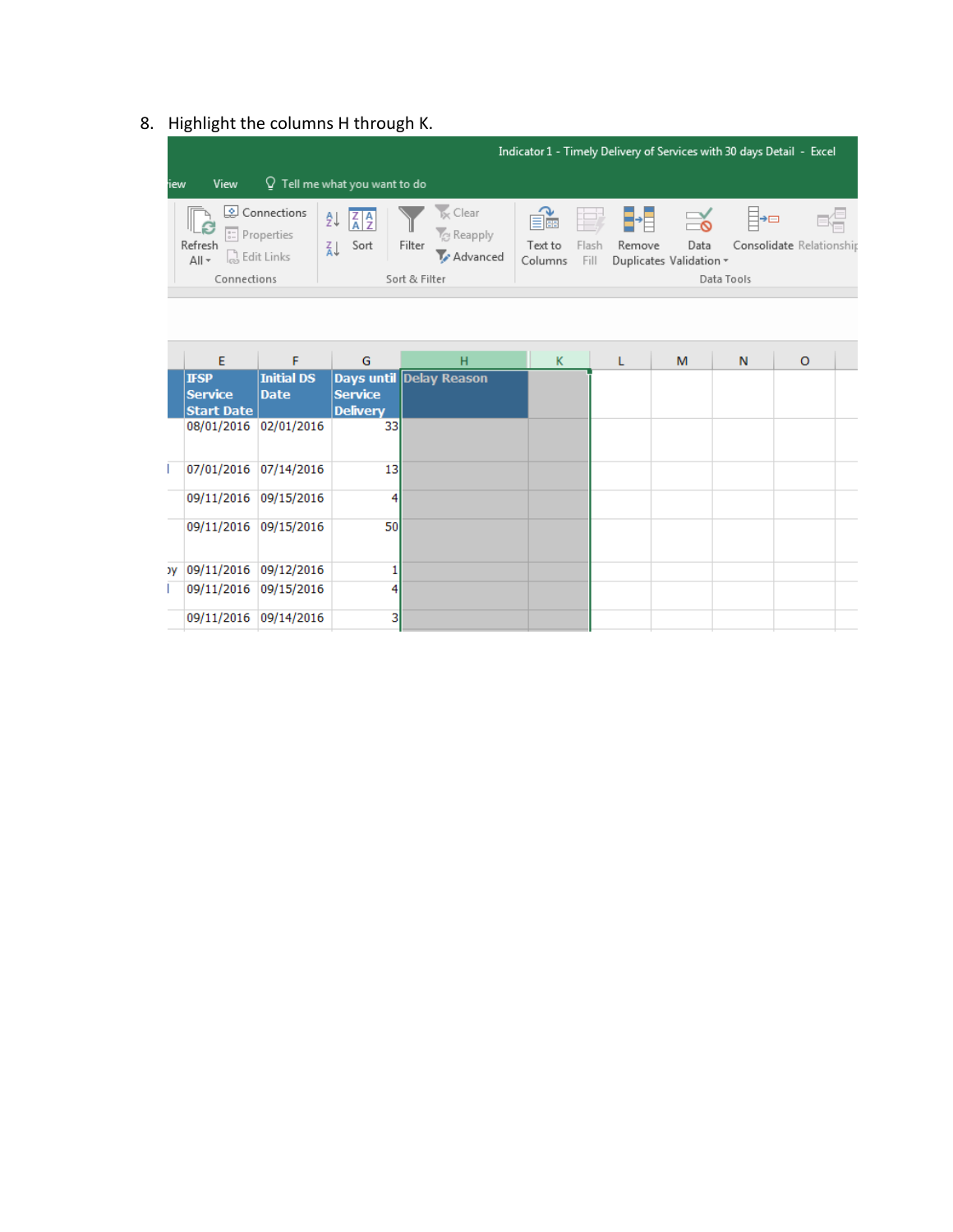8. Highlight the columns H through K.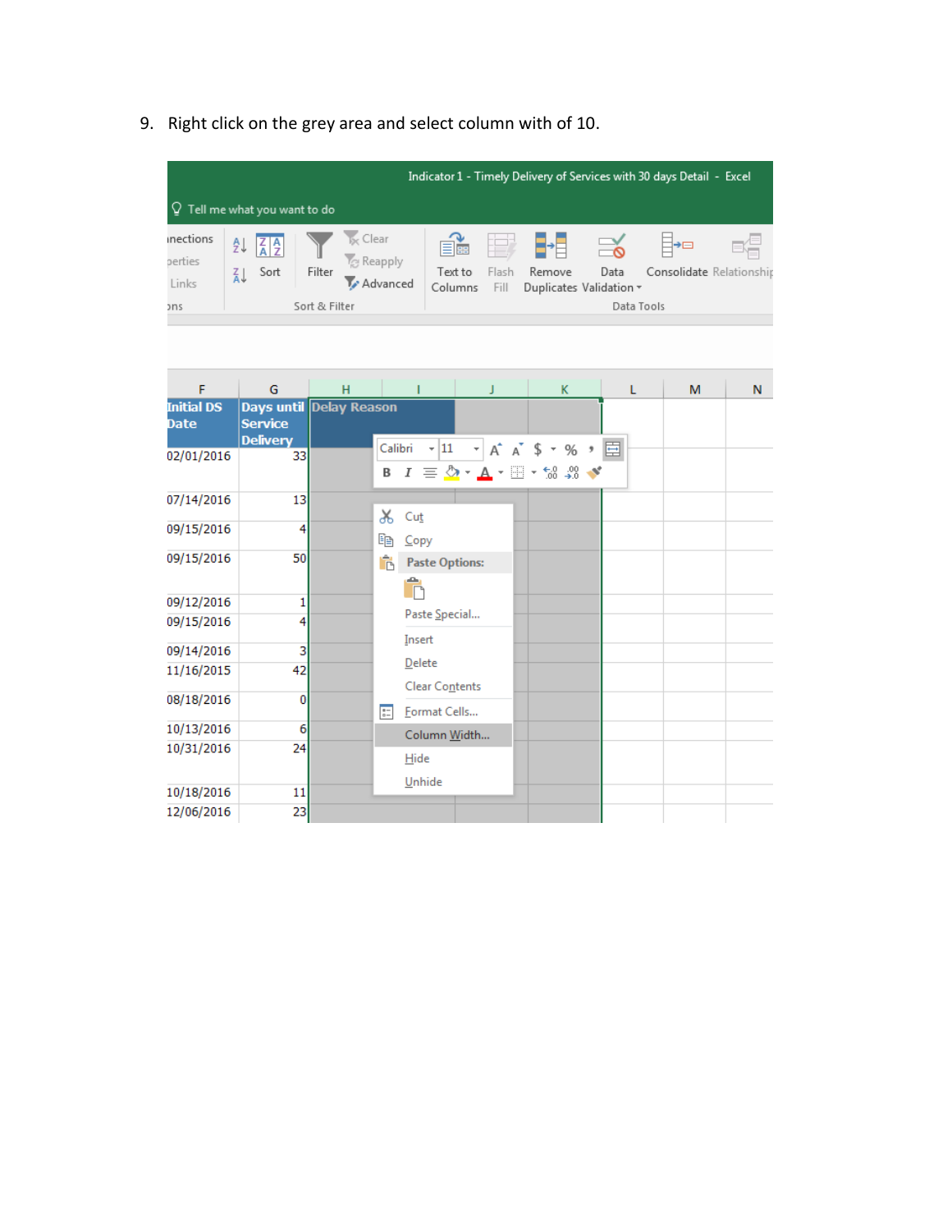9. Right click on the grey area and select column with of 10.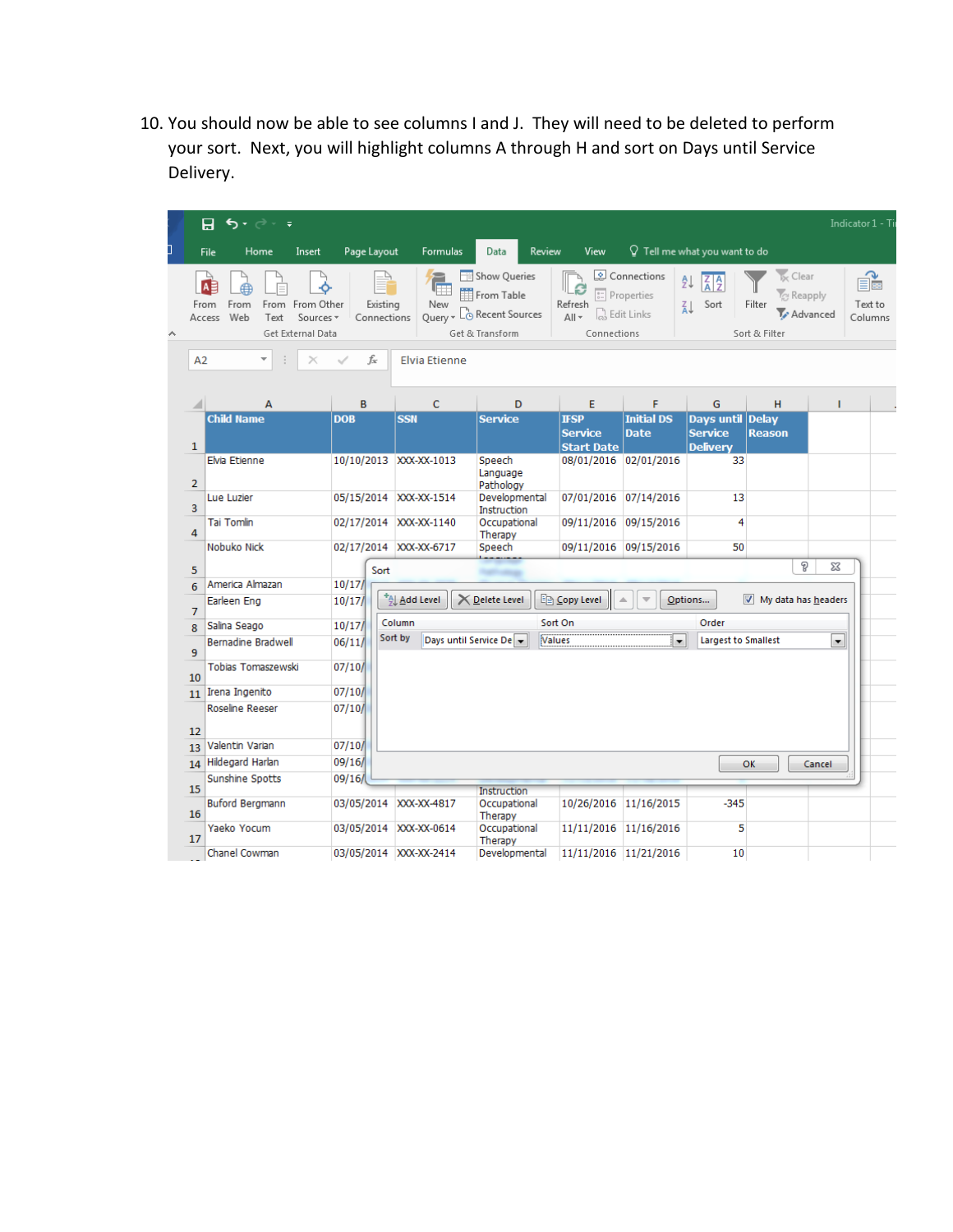10. You should now be able to see columns I and J. They will need to be deleted to perform your sort. Next, you will highlight columns A through H and sort on Days until Service Delivery.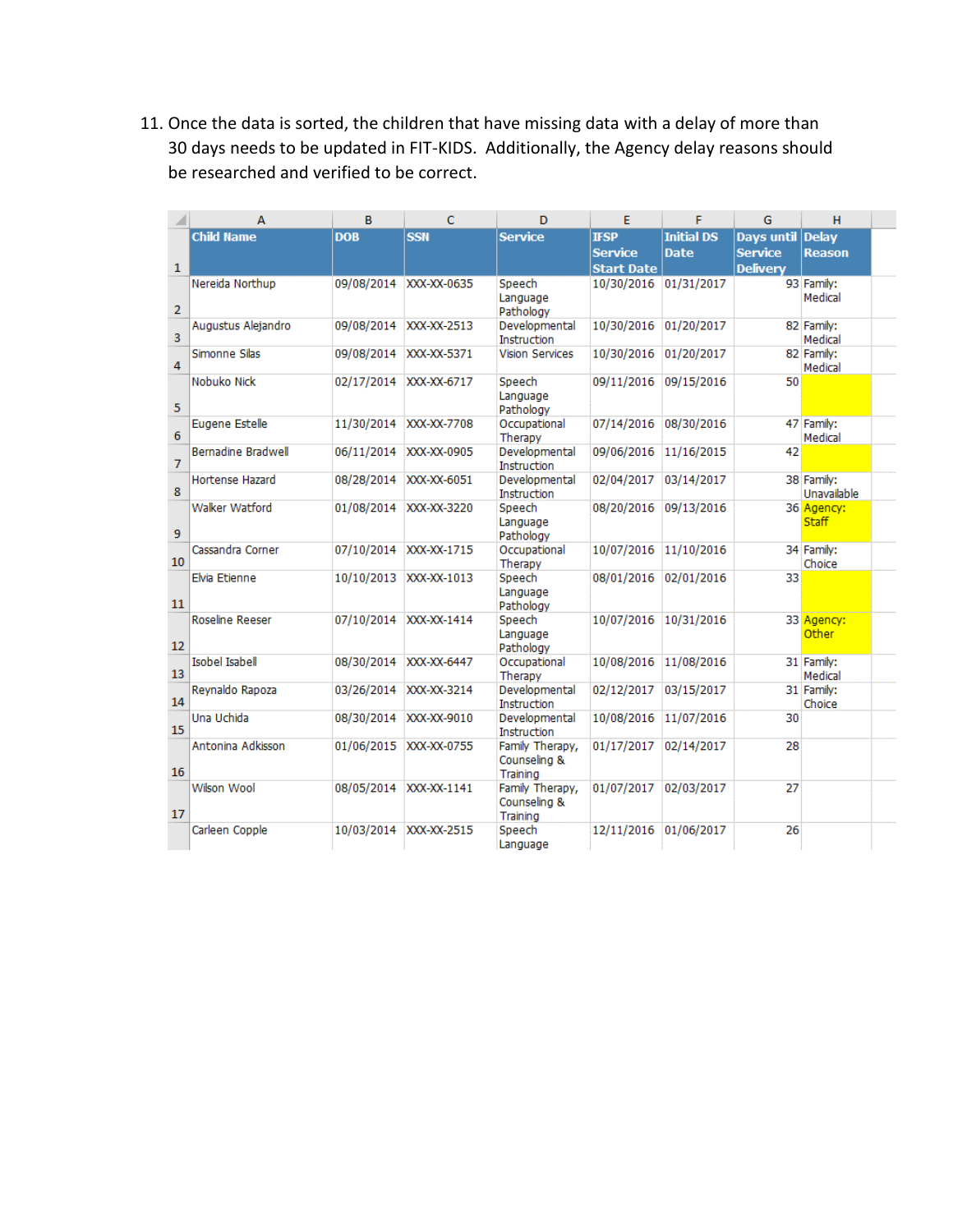11. Once the data is sorted, the children that have missing data with a delay of more than 30 days needs to be updated in FIT-KIDS. Additionally, the Agency delay reasons should be researched and verified to be correct.

| Child Name | DOB | SSN | Service | IFSP Service Start Date | Initial DS Date | Days until Service Delivery | Delay Reason |
|---|---|---|---|---|---|---|---|
| Nereida Northup | 09/08/2014 | XXX-XX-0635 | Speech Language Pathology | 10/30/2016 | 01/31/2017 | 93 | Family: Medical |
| Augustus Alejandro | 09/08/2014 | XXX-XX-2513 | Developmental Instruction | 10/30/2016 | 01/20/2017 | 82 | Family: Medical |
| Simonne Silas | 09/08/2014 | XXX-XX-5371 | Vision Services | 10/30/2016 | 01/20/2017 | 82 | Family: Medical |
| Nobuko Nick | 02/17/2014 | XXX-XX-6717 | Speech Language Pathology | 09/11/2016 | 09/15/2016 | 50 | |
| Eugene Estelle | 11/30/2014 | XXX-XX-7708 | Occupational Therapy | 07/14/2016 | 08/30/2016 | 47 | Family: Medical |
| Bernadine Bradwell | 06/11/2014 | XXX-XX-0905 | Developmental Instruction | 09/06/2016 | 11/16/2015 | 42 | |
| Hortense Hazard | 08/28/2014 | XXX-XX-6051 | Developmental Instruction | 02/04/2017 | 03/14/2017 | 38 | Family: Unavailable |
| Walker Watford | 01/08/2014 | XXX-XX-3220 | Speech Language Pathology | 08/20/2016 | 09/13/2016 | 36 | Agency: Staff |
| Cassandra Corner | 07/10/2014 | XXX-XX-1715 | Occupational Therapy | 10/07/2016 | 11/10/2016 | 34 | Family: Choice |
| Elvia Etienne | 10/10/2013 | XXX-XX-1013 | Speech Language Pathology | 08/01/2016 | 02/01/2016 | 33 | |
| Roseline Reeser | 07/10/2014 | XXX-XX-1414 | Speech Language Pathology | 10/07/2016 | 10/31/2016 | 33 | Agency: Other |
| Isobel Isabell | 08/30/2014 | XXX-XX-6447 | Occupational Therapy | 10/08/2016 | 11/08/2016 | 31 | Family: Medical |
| Reynaldo Rapoza | 03/26/2014 | XXX-XX-3214 | Developmental Instruction | 02/12/2017 | 03/15/2017 | 31 | Family: Choice |
| Una Uchida | 08/30/2014 | XXX-XX-9010 | Developmental Instruction | 10/08/2016 | 11/07/2016 | 30 | |
| Antonina Adkisson | 01/06/2015 | XXX-XX-0755 | Family Therapy, Counseling & Training | 01/17/2017 | 02/14/2017 | 28 | |
| Wilson Wool | 08/05/2014 | XXX-XX-1141 | Family Therapy, Counseling & Training | 01/07/2017 | 02/03/2017 | 27 | |
| Carleen Copple | 10/03/2014 | XXX-XX-2515 | Speech Language | 12/11/2016 | 01/06/2017 | 26 | |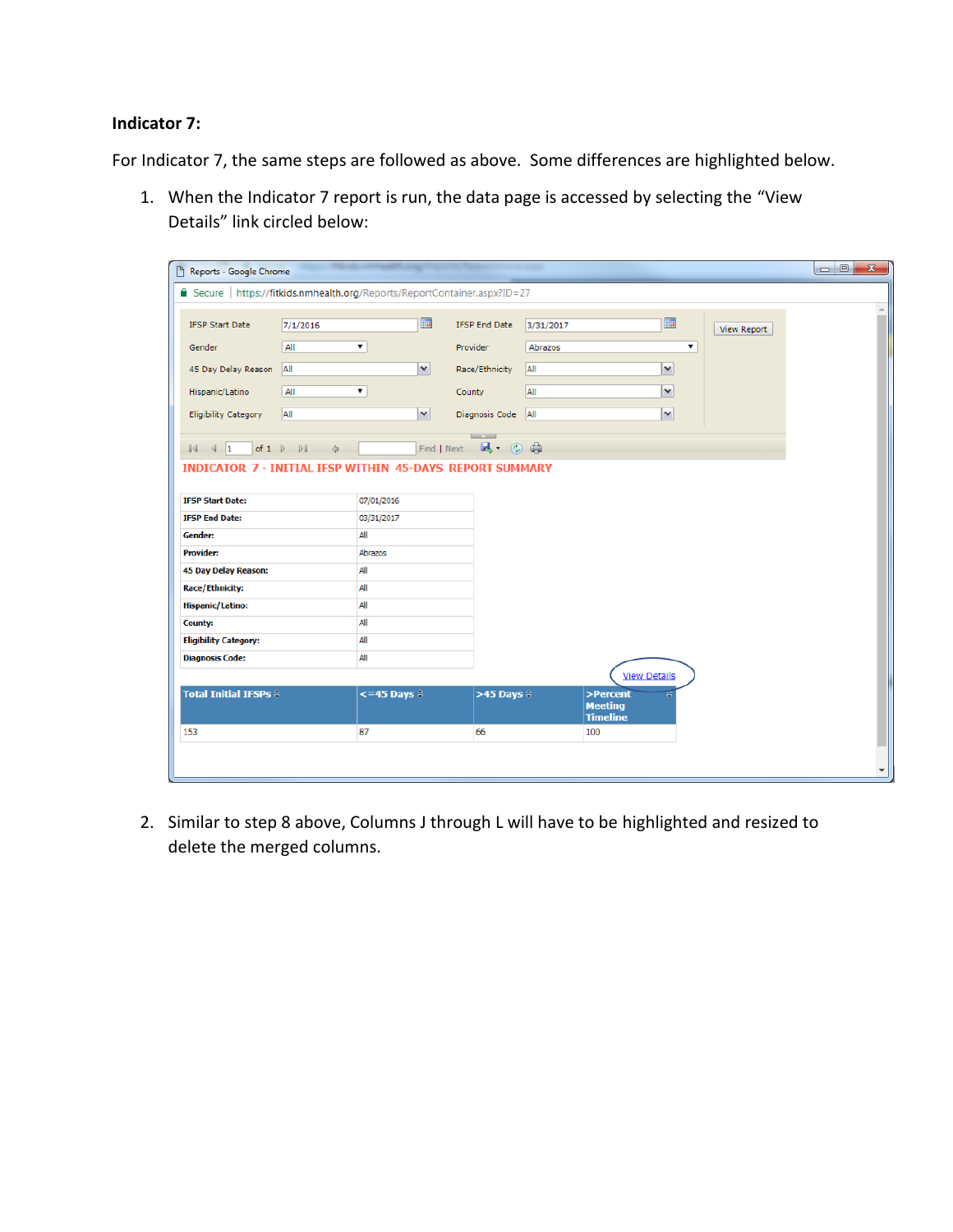**Indicator 7:**

For Indicator 7, the same steps are followed as above. Some differences are highlighted below.

1. When the Indicator 7 report is run, the data page is accessed by selecting the "View Details" link circled below:

2. Similar to step 8 above, Columns J through L will have to be highlighted and resized to delete the merged columns.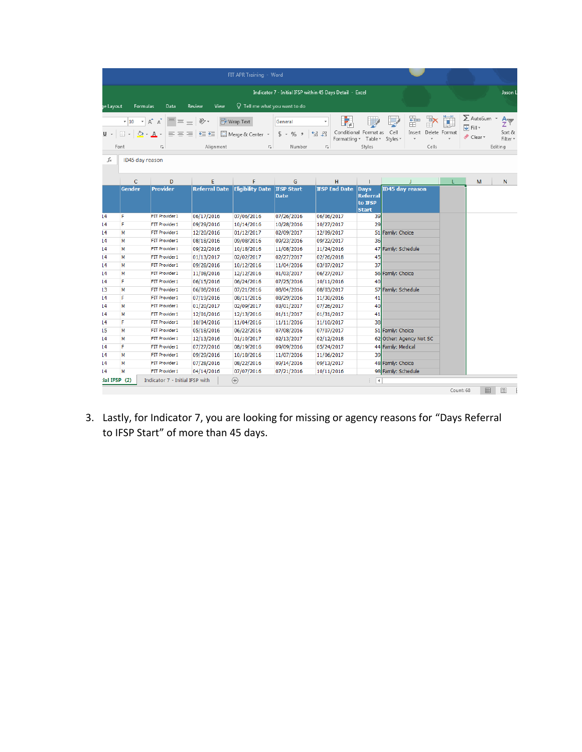| | Gender | Provider | Referral Date | Eligibility Date | IFSP Start Date | IFSP End Date | Days Referral to IFSP Start | ID45 day reason |
|---|---|---|---|---|---|---|---|---|
| L4 | F | FIT Provider1 | 06/17/2016 | 07/06/2016 | 07/26/2016 | 06/06/2017 | 39 | |
| L4 | F | FIT Provider1 | 09/29/2016 | 10/14/2016 | 10/28/2016 | 10/27/2017 | 29 | |
| L4 | M | FIT Provider1 | 12/20/2016 | 01/12/2017 | 02/09/2017 | 12/09/2017 | 51 | Family: Choice |
| L4 | M | FIT Provider1 | 08/18/2016 | 09/08/2016 | 09/23/2016 | 09/22/2017 | 36 | |
| L4 | M | FIT Provider1 | 09/22/2016 | 10/18/2016 | 11/08/2016 | 11/24/2016 | 47 | Family: Schedule |
| L4 | M | FIT Provider1 | 01/13/2017 | 02/02/2017 | 02/27/2017 | 02/26/2018 | 45 | |
| L4 | M | FIT Provider1 | 09/28/2016 | 10/12/2016 | 11/04/2016 | 03/07/2017 | 37 | |
| L4 | M | FIT Provider1 | 11/08/2016 | 12/12/2016 | 01/03/2017 | 06/27/2017 | 56 | Family: Choice |
| L4 | F | FIT Provider1 | 06/15/2016 | 06/24/2016 | 07/25/2016 | 10/11/2016 | 40 | |
| L3 | M | FIT Provider1 | 06/08/2016 | 07/21/2016 | 08/04/2016 | 08/03/2017 | 57 | Family: Schedule |
| L4 | F | FIT Provider1 | 07/19/2016 | 08/11/2016 | 08/29/2016 | 11/30/2016 | 41 | |
| L4 | M | FIT Provider1 | 01/20/2017 | 02/09/2017 | 03/01/2017 | 07/26/2017 | 40 | |
| L4 | M | FIT Provider1 | 12/01/2016 | 12/13/2016 | 01/11/2017 | 01/31/2017 | 41 | |
| L4 | F | FIT Provider1 | 10/04/2016 | 11/04/2016 | 11/11/2016 | 11/10/2017 | 38 | |
| L5 | M | FIT Provider1 | 05/18/2016 | 06/22/2016 | 07/08/2016 | 07/07/2017 | 51 | Family: Choice |
| L4 | M | FIT Provider1 | 12/13/2016 | 01/10/2017 | 02/13/2017 | 02/12/2018 | 62 | Other: Agency Not SC |
| L4 | F | FIT Provider1 | 07/27/2016 | 08/19/2016 | 09/09/2016 | 05/24/2017 | 44 | Family: Medical |
| L4 | M | FIT Provider1 | 09/29/2016 | 10/18/2016 | 11/07/2016 | 11/06/2017 | 39 | |
| L4 | M | FIT Provider1 | 07/28/2016 | 08/22/2016 | 09/14/2016 | 09/13/2017 | 48 | Family: Choice |
| L4 | M | FIT Provider1 | 04/14/2016 | 07/07/2016 | 07/21/2016 | 10/11/2016 | 98 | Family: Schedule |

3. Lastly, for Indicator 7, you are looking for missing or agency reasons for "Days Referral to IFSP Start" of more than 45 days.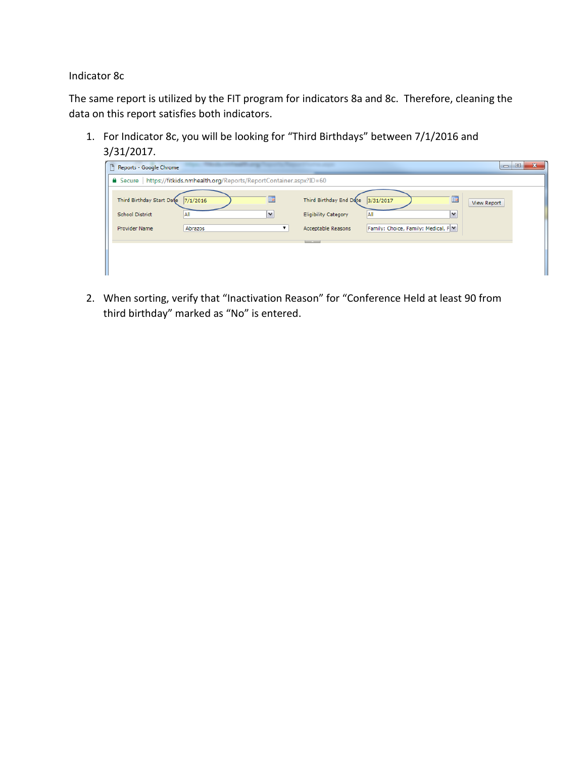Indicator 8c

The same report is utilized by the FIT program for indicators 8a and 8c. Therefore, cleaning the data on this report satisfies both indicators.

1. For Indicator 8c, you will be looking for "Third Birthdays" between 7/1/2016 and 3/31/2017.

Reports - Google Chrome

Secure | https://fitkids.nmhealth.org/Reports/ReportContainer.aspx?ID=60

Third Birthday Start Date 7/1/2016

Third Birthday End Date 3/31/2017

View Report

School District All

Eligibility Category All

Provider Name Abrazos

Acceptable Reasons Family: Choice, Family: Medical, F

2. When sorting, verify that "Inactivation Reason" for "Conference Held at least 90 from third birthday" marked as "No" is entered.